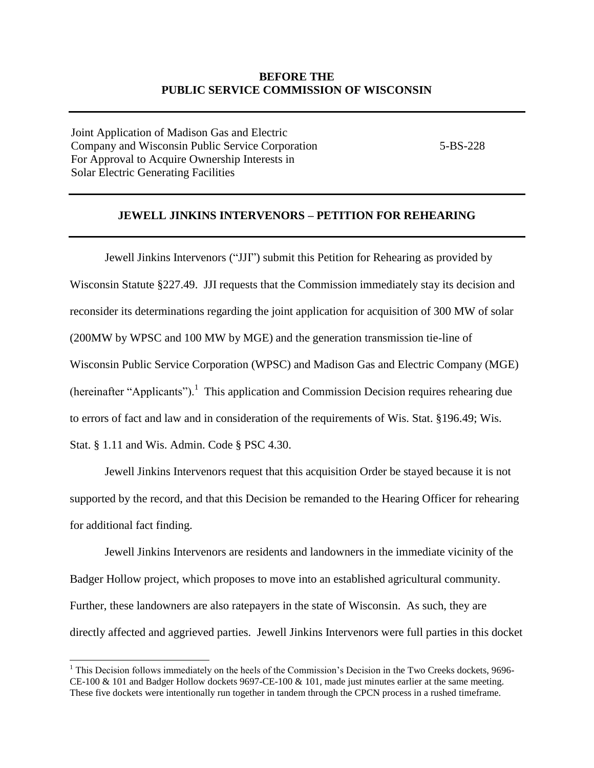**BEFORE THE**
**PUBLIC SERVICE COMMISSION OF WISCONSIN**

---

Joint Application of Madison Gas and Electric Company and Wisconsin Public Service Corporation For Approval to Acquire Ownership Interests in Solar Electric Generating Facilities — 5-BS-228

---

**JEWELL JINKINS INTERVENORS – PETITION FOR REHEARING**

---

Jewell Jinkins Intervenors ("JJI") submit this Petition for Rehearing as provided by Wisconsin Statute §227.49. JJI requests that the Commission immediately stay its decision and reconsider its determinations regarding the joint application for acquisition of 300 MW of solar (200MW by WPSC and 100 MW by MGE) and the generation transmission tie-line of Wisconsin Public Service Corporation (WPSC) and Madison Gas and Electric Company (MGE) (hereinafter "Applicants").[1] This application and Commission Decision requires rehearing due to errors of fact and law and in consideration of the requirements of Wis. Stat. §196.49; Wis. Stat. § 1.11 and Wis. Admin. Code § PSC 4.30.

Jewell Jinkins Intervenors request that this acquisition Order be stayed because it is not supported by the record, and that this Decision be remanded to the Hearing Officer for rehearing for additional fact finding.

Jewell Jinkins Intervenors are residents and landowners in the immediate vicinity of the Badger Hollow project, which proposes to move into an established agricultural community. Further, these landowners are also ratepayers in the state of Wisconsin. As such, they are directly affected and aggrieved parties. Jewell Jinkins Intervenors were full parties in this docket

---

[1] This Decision follows immediately on the heels of the Commission's Decision in the Two Creeks dockets, 9696-CE-100 & 101 and Badger Hollow dockets 9697-CE-100 & 101, made just minutes earlier at the same meeting. These five dockets were intentionally run together in tandem through the CPCN process in a rushed timeframe.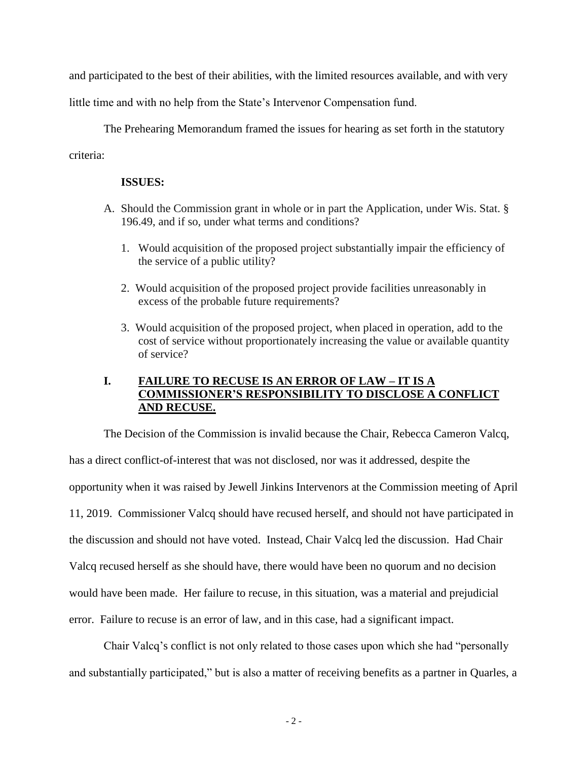and participated to the best of their abilities, with the limited resources available, and with very little time and with no help from the State's Intervenor Compensation fund.

The Prehearing Memorandum framed the issues for hearing as set forth in the statutory criteria:

**ISSUES:**

A. Should the Commission grant in whole or in part the Application, under Wis. Stat. § 196.49, and if so, under what terms and conditions?

   1. Would acquisition of the proposed project substantially impair the efficiency of the service of a public utility?

   2. Would acquisition of the proposed project provide facilities unreasonably in excess of the probable future requirements?

   3. Would acquisition of the proposed project, when placed in operation, add to the cost of service without proportionately increasing the value or available quantity of service?

## I. FAILURE TO RECUSE IS AN ERROR OF LAW – IT IS A COMMISSIONER'S RESPONSIBILITY TO DISCLOSE A CONFLICT AND RECUSE.

The Decision of the Commission is invalid because the Chair, Rebecca Cameron Valcq, has a direct conflict-of-interest that was not disclosed, nor was it addressed, despite the opportunity when it was raised by Jewell Jinkins Intervenors at the Commission meeting of April 11, 2019. Commissioner Valcq should have recused herself, and should not have participated in the discussion and should not have voted. Instead, Chair Valcq led the discussion. Had Chair Valcq recused herself as she should have, there would have been no quorum and no decision would have been made. Her failure to recuse, in this situation, was a material and prejudicial error. Failure to recuse is an error of law, and in this case, had a significant impact.

Chair Valcq's conflict is not only related to those cases upon which she had "personally and substantially participated," but is also a matter of receiving benefits as a partner in Quarles, a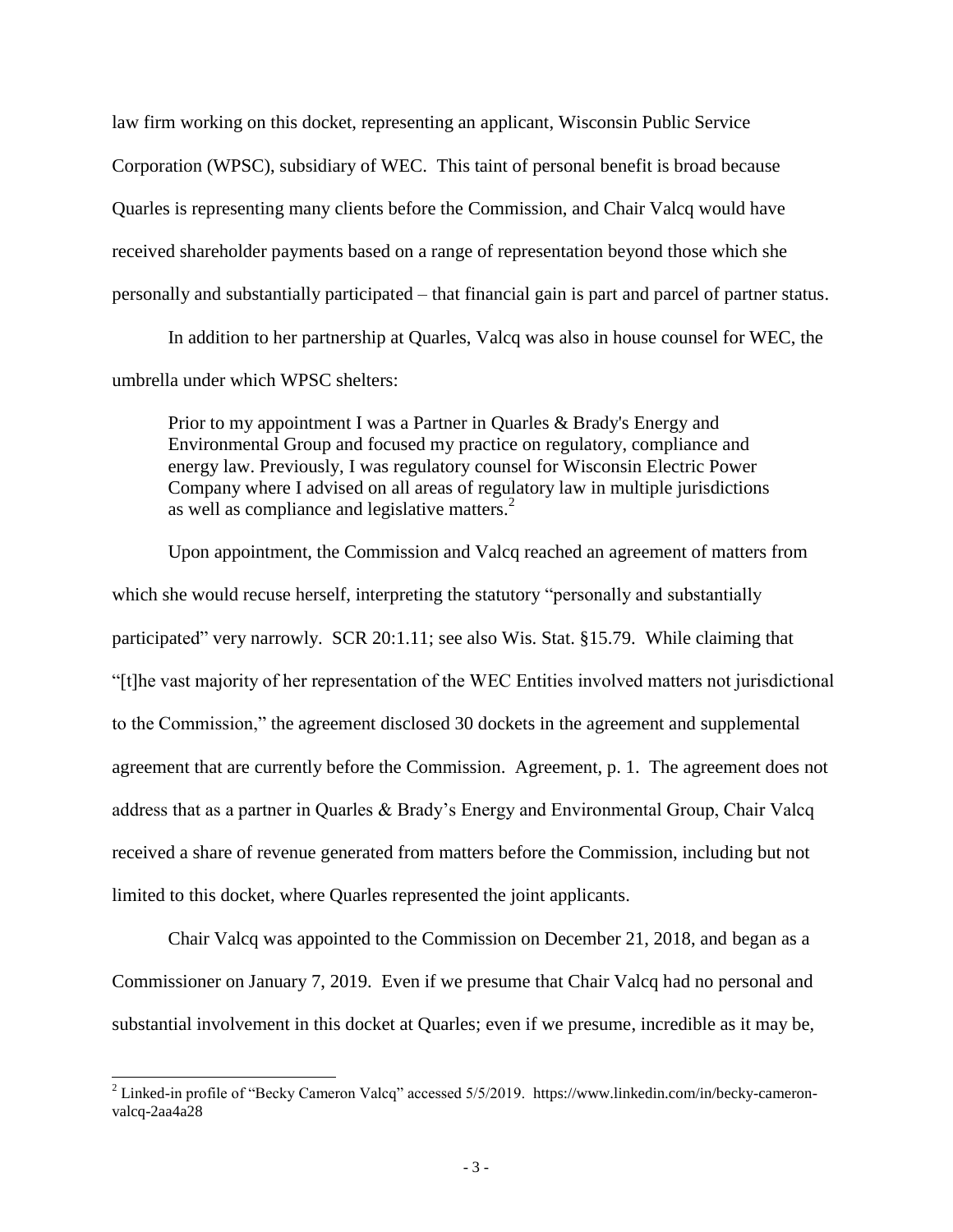law firm working on this docket, representing an applicant, Wisconsin Public Service Corporation (WPSC), subsidiary of WEC. This taint of personal benefit is broad because Quarles is representing many clients before the Commission, and Chair Valcq would have received shareholder payments based on a range of representation beyond those which she personally and substantially participated – that financial gain is part and parcel of partner status.

In addition to her partnership at Quarles, Valcq was also in house counsel for WEC, the umbrella under which WPSC shelters:

> Prior to my appointment I was a Partner in Quarles & Brady's Energy and Environmental Group and focused my practice on regulatory, compliance and energy law. Previously, I was regulatory counsel for Wisconsin Electric Power Company where I advised on all areas of regulatory law in multiple jurisdictions as well as compliance and legislative matters.[2]

Upon appointment, the Commission and Valcq reached an agreement of matters from which she would recuse herself, interpreting the statutory "personally and substantially participated" very narrowly. SCR 20:1.11; see also Wis. Stat. §15.79. While claiming that "[t]he vast majority of her representation of the WEC Entities involved matters not jurisdictional to the Commission," the agreement disclosed 30 dockets in the agreement and supplemental agreement that are currently before the Commission. Agreement, p. 1. The agreement does not address that as a partner in Quarles & Brady's Energy and Environmental Group, Chair Valcq received a share of revenue generated from matters before the Commission, including but not limited to this docket, where Quarles represented the joint applicants.

Chair Valcq was appointed to the Commission on December 21, 2018, and began as a Commissioner on January 7, 2019. Even if we presume that Chair Valcq had no personal and substantial involvement in this docket at Quarles; even if we presume, incredible as it may be,

---

[2] Linked-in profile of "Becky Cameron Valcq" accessed 5/5/2019. https://www.linkedin.com/in/becky-cameron-valcq-2aa4a28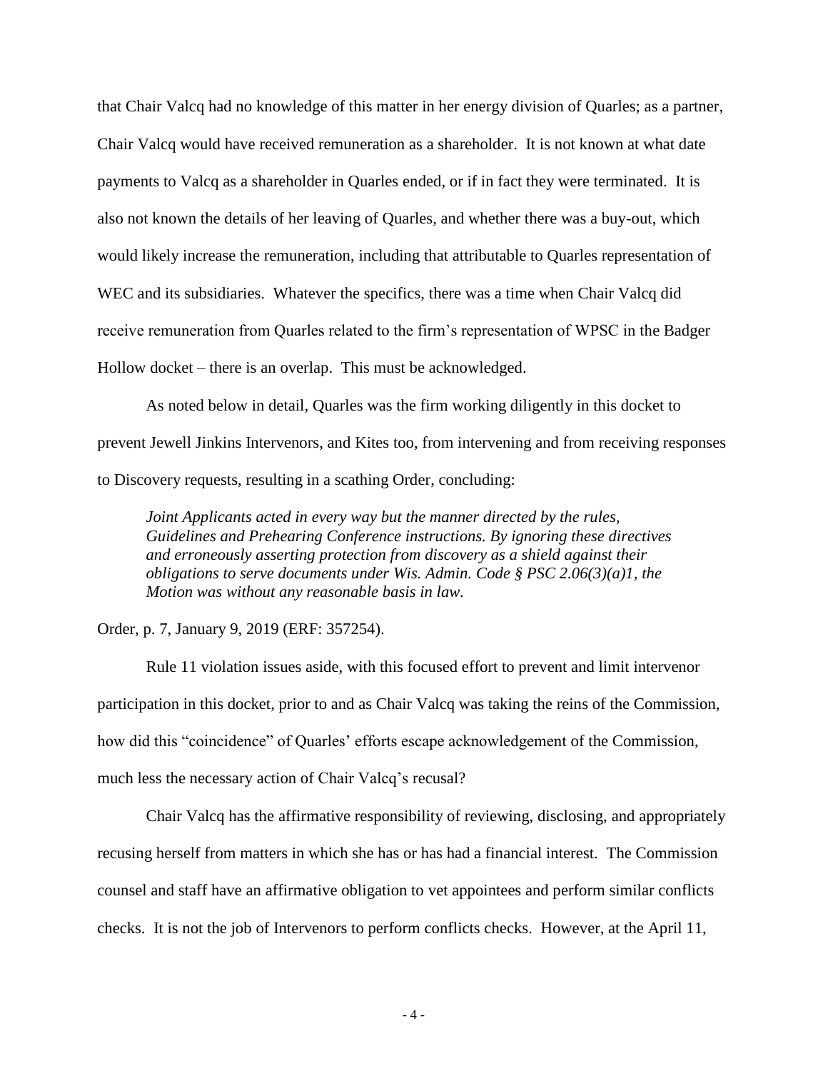that Chair Valcq had no knowledge of this matter in her energy division of Quarles; as a partner, Chair Valcq would have received remuneration as a shareholder. It is not known at what date payments to Valcq as a shareholder in Quarles ended, or if in fact they were terminated. It is also not known the details of her leaving of Quarles, and whether there was a buy-out, which would likely increase the remuneration, including that attributable to Quarles representation of WEC and its subsidiaries. Whatever the specifics, there was a time when Chair Valcq did receive remuneration from Quarles related to the firm's representation of WPSC in the Badger Hollow docket – there is an overlap. This must be acknowledged.

As noted below in detail, Quarles was the firm working diligently in this docket to prevent Jewell Jinkins Intervenors, and Kites too, from intervening and from receiving responses to Discovery requests, resulting in a scathing Order, concluding:

> *Joint Applicants acted in every way but the manner directed by the rules, Guidelines and Prehearing Conference instructions. By ignoring these directives and erroneously asserting protection from discovery as a shield against their obligations to serve documents under Wis. Admin. Code § PSC 2.06(3)(a)1, the Motion was without any reasonable basis in law.*

Order, p. 7, January 9, 2019 (ERF: 357254).

Rule 11 violation issues aside, with this focused effort to prevent and limit intervenor participation in this docket, prior to and as Chair Valcq was taking the reins of the Commission, how did this "coincidence" of Quarles' efforts escape acknowledgement of the Commission, much less the necessary action of Chair Valcq's recusal?

Chair Valcq has the affirmative responsibility of reviewing, disclosing, and appropriately recusing herself from matters in which she has or has had a financial interest. The Commission counsel and staff have an affirmative obligation to vet appointees and perform similar conflicts checks. It is not the job of Intervenors to perform conflicts checks. However, at the April 11,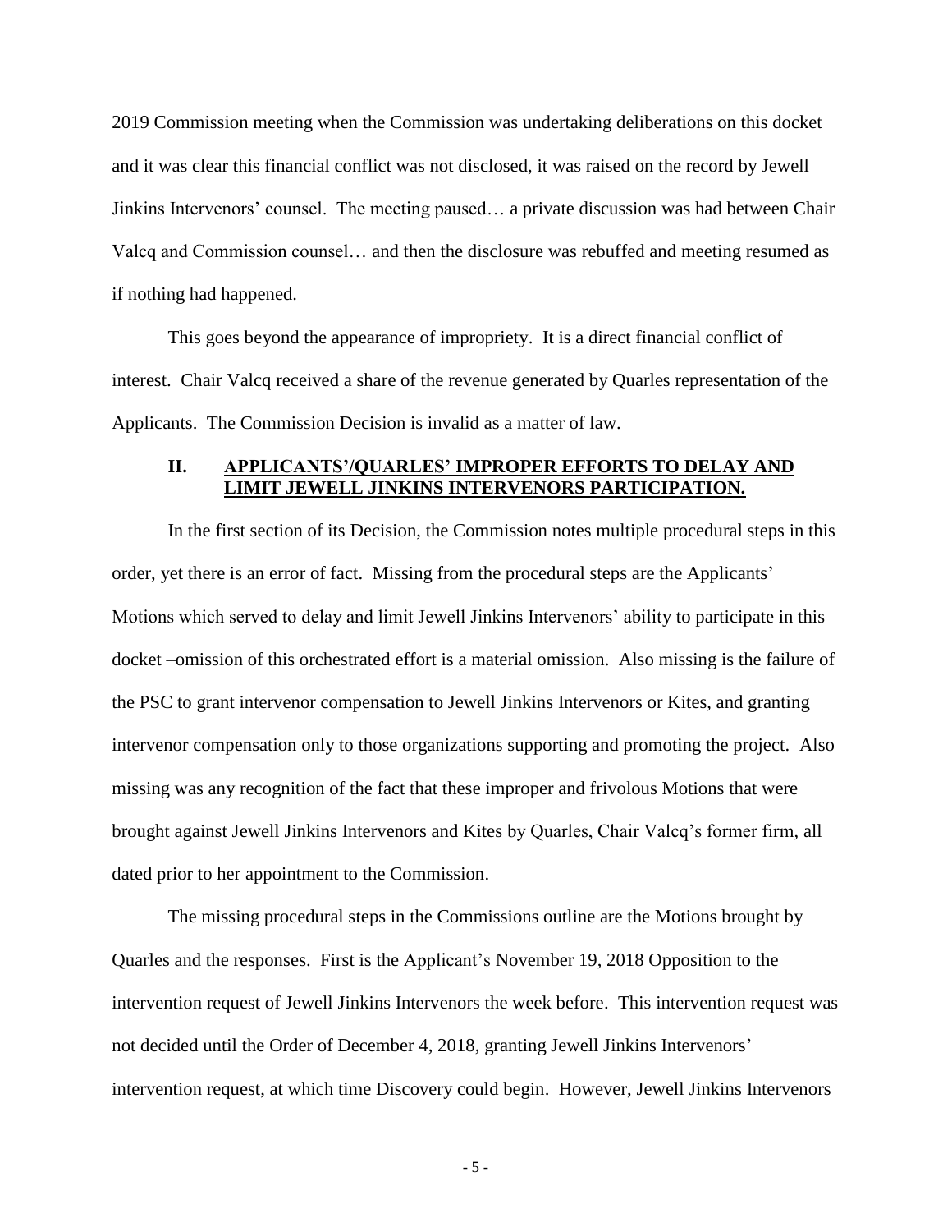2019 Commission meeting when the Commission was undertaking deliberations on this docket and it was clear this financial conflict was not disclosed, it was raised on the record by Jewell Jinkins Intervenors' counsel. The meeting paused… a private discussion was had between Chair Valcq and Commission counsel… and then the disclosure was rebuffed and meeting resumed as if nothing had happened.

This goes beyond the appearance of impropriety. It is a direct financial conflict of interest. Chair Valcq received a share of the revenue generated by Quarles representation of the Applicants. The Commission Decision is invalid as a matter of law.

## II. APPLICANTS'/QUARLES' IMPROPER EFFORTS TO DELAY AND LIMIT JEWELL JINKINS INTERVENORS PARTICIPATION.

In the first section of its Decision, the Commission notes multiple procedural steps in this order, yet there is an error of fact. Missing from the procedural steps are the Applicants' Motions which served to delay and limit Jewell Jinkins Intervenors' ability to participate in this docket –omission of this orchestrated effort is a material omission. Also missing is the failure of the PSC to grant intervenor compensation to Jewell Jinkins Intervenors or Kites, and granting intervenor compensation only to those organizations supporting and promoting the project. Also missing was any recognition of the fact that these improper and frivolous Motions that were brought against Jewell Jinkins Intervenors and Kites by Quarles, Chair Valcq's former firm, all dated prior to her appointment to the Commission.

The missing procedural steps in the Commissions outline are the Motions brought by Quarles and the responses. First is the Applicant's November 19, 2018 Opposition to the intervention request of Jewell Jinkins Intervenors the week before. This intervention request was not decided until the Order of December 4, 2018, granting Jewell Jinkins Intervenors' intervention request, at which time Discovery could begin. However, Jewell Jinkins Intervenors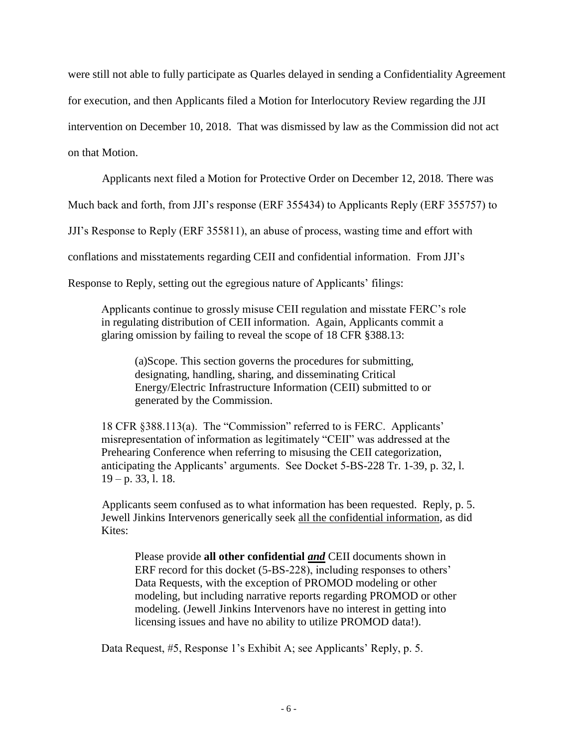were still not able to fully participate as Quarles delayed in sending a Confidentiality Agreement for execution, and then Applicants filed a Motion for Interlocutory Review regarding the JJI intervention on December 10, 2018. That was dismissed by law as the Commission did not act on that Motion.

Applicants next filed a Motion for Protective Order on December 12, 2018. There was Much back and forth, from JJI's response (ERF 355434) to Applicants Reply (ERF 355757) to JJI's Response to Reply (ERF 355811), an abuse of process, wasting time and effort with conflations and misstatements regarding CEII and confidential information. From JJI's Response to Reply, setting out the egregious nature of Applicants' filings:

> Applicants continue to grossly misuse CEII regulation and misstate FERC's role in regulating distribution of CEII information. Again, Applicants commit a glaring omission by failing to reveal the scope of 18 CFR §388.13:
>
> > (a)Scope. This section governs the procedures for submitting, designating, handling, sharing, and disseminating Critical Energy/Electric Infrastructure Information (CEII) submitted to or generated by the Commission.
>
> 18 CFR §388.113(a). The "Commission" referred to is FERC. Applicants' misrepresentation of information as legitimately "CEII" was addressed at the Prehearing Conference when referring to misusing the CEII categorization, anticipating the Applicants' arguments. See Docket 5-BS-228 Tr. 1-39, p. 32, l. 19 – p. 33, l. 18.
>
> Applicants seem confused as to what information has been requested. Reply, p. 5. Jewell Jinkins Intervenors generically seek <u>all the confidential information</u>, as did Kites:
>
> > Please provide **all other confidential** ***<u>and</u>*** CEII documents shown in ERF record for this docket (5-BS-228), including responses to others' Data Requests, with the exception of PROMOD modeling or other modeling, but including narrative reports regarding PROMOD or other modeling. (Jewell Jinkins Intervenors have no interest in getting into licensing issues and have no ability to utilize PROMOD data!).
>
> Data Request, #5, Response 1's Exhibit A; see Applicants' Reply, p. 5.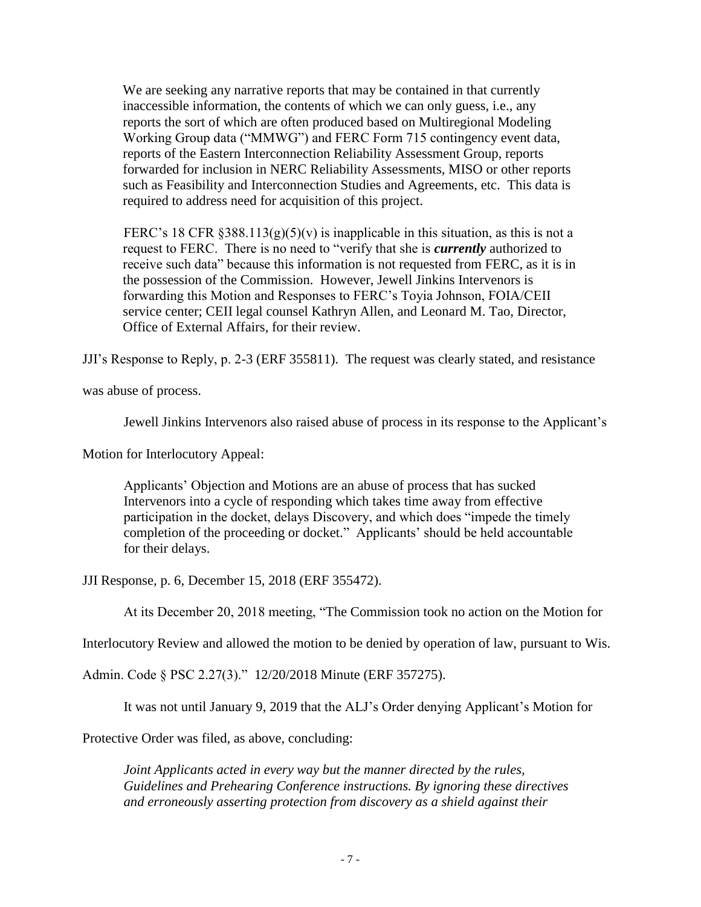> We are seeking any narrative reports that may be contained in that currently inaccessible information, the contents of which we can only guess, i.e., any reports the sort of which are often produced based on Multiregional Modeling Working Group data ("MMWG") and FERC Form 715 contingency event data, reports of the Eastern Interconnection Reliability Assessment Group, reports forwarded for inclusion in NERC Reliability Assessments, MISO or other reports such as Feasibility and Interconnection Studies and Agreements, etc. This data is required to address need for acquisition of this project.
>
> FERC's 18 CFR §388.113(g)(5)(v) is inapplicable in this situation, as this is not a request to FERC. There is no need to "verify that she is ***currently*** authorized to receive such data" because this information is not requested from FERC, as it is in the possession of the Commission. However, Jewell Jinkins Intervenors is forwarding this Motion and Responses to FERC's Toyia Johnson, FOIA/CEII service center; CEII legal counsel Kathryn Allen, and Leonard M. Tao, Director, Office of External Affairs, for their review.

JJI's Response to Reply, p. 2-3 (ERF 355811). The request was clearly stated, and resistance was abuse of process.

Jewell Jinkins Intervenors also raised abuse of process in its response to the Applicant's Motion for Interlocutory Appeal:

> Applicants' Objection and Motions are an abuse of process that has sucked Intervenors into a cycle of responding which takes time away from effective participation in the docket, delays Discovery, and which does "impede the timely completion of the proceeding or docket." Applicants' should be held accountable for their delays.

JJI Response, p. 6, December 15, 2018 (ERF 355472).

At its December 20, 2018 meeting, "The Commission took no action on the Motion for Interlocutory Review and allowed the motion to be denied by operation of law, pursuant to Wis. Admin. Code § PSC 2.27(3)." 12/20/2018 Minute (ERF 357275).

It was not until January 9, 2019 that the ALJ's Order denying Applicant's Motion for Protective Order was filed, as above, concluding:

> *Joint Applicants acted in every way but the manner directed by the rules, Guidelines and Prehearing Conference instructions. By ignoring these directives and erroneously asserting protection from discovery as a shield against their*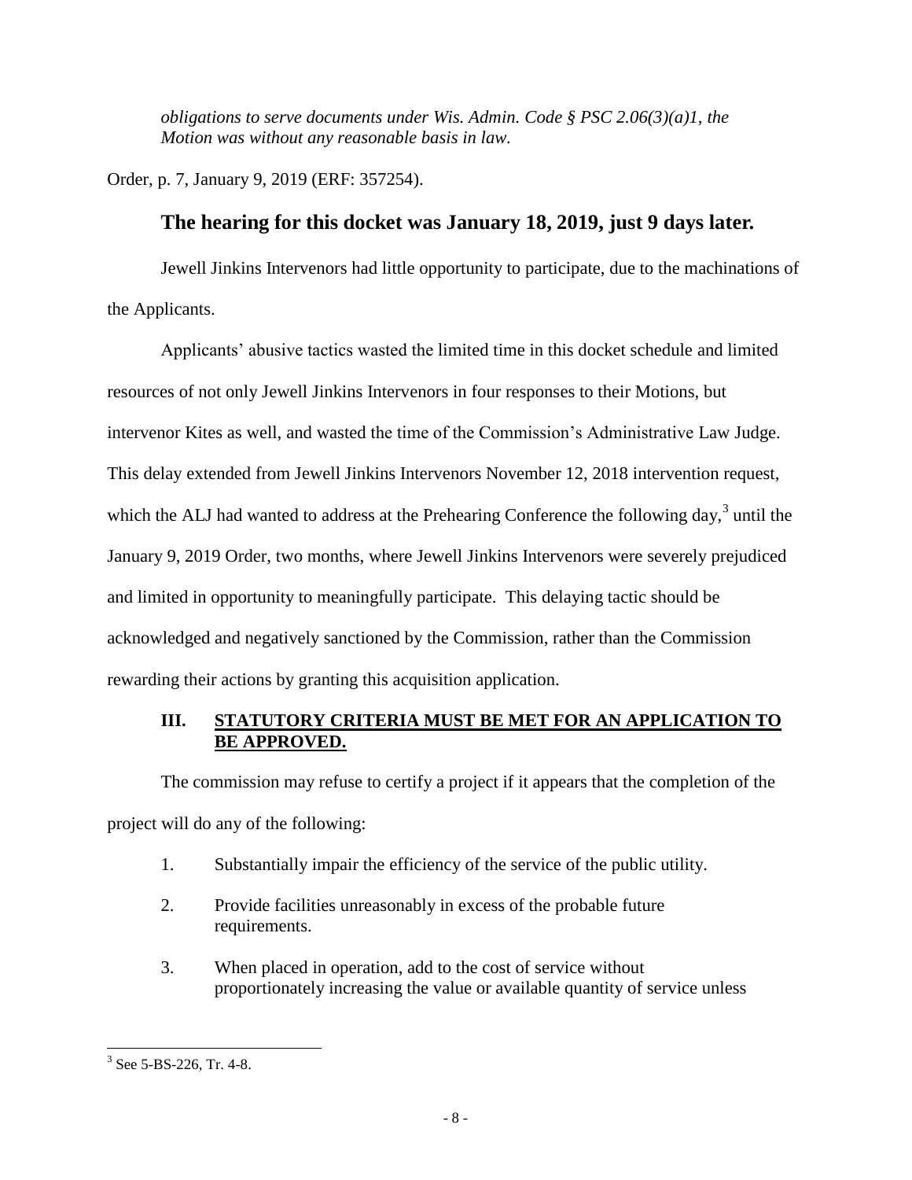*obligations to serve documents under Wis. Admin. Code § PSC 2.06(3)(a)1, the Motion was without any reasonable basis in law.*

Order, p. 7, January 9, 2019 (ERF: 357254).

**The hearing for this docket was January 18, 2019, just 9 days later.**

Jewell Jinkins Intervenors had little opportunity to participate, due to the machinations of the Applicants.

Applicants' abusive tactics wasted the limited time in this docket schedule and limited resources of not only Jewell Jinkins Intervenors in four responses to their Motions, but intervenor Kites as well, and wasted the time of the Commission's Administrative Law Judge. This delay extended from Jewell Jinkins Intervenors November 12, 2018 intervention request, which the ALJ had wanted to address at the Prehearing Conference the following day,[3] until the January 9, 2019 Order, two months, where Jewell Jinkins Intervenors were severely prejudiced and limited in opportunity to meaningfully participate. This delaying tactic should be acknowledged and negatively sanctioned by the Commission, rather than the Commission rewarding their actions by granting this acquisition application.

## III. STATUTORY CRITERIA MUST BE MET FOR AN APPLICATION TO BE APPROVED.

The commission may refuse to certify a project if it appears that the completion of the project will do any of the following:

1. Substantially impair the efficiency of the service of the public utility.
2. Provide facilities unreasonably in excess of the probable future requirements.
3. When placed in operation, add to the cost of service without proportionately increasing the value or available quantity of service unless

[3] See 5-BS-226, Tr. 4-8.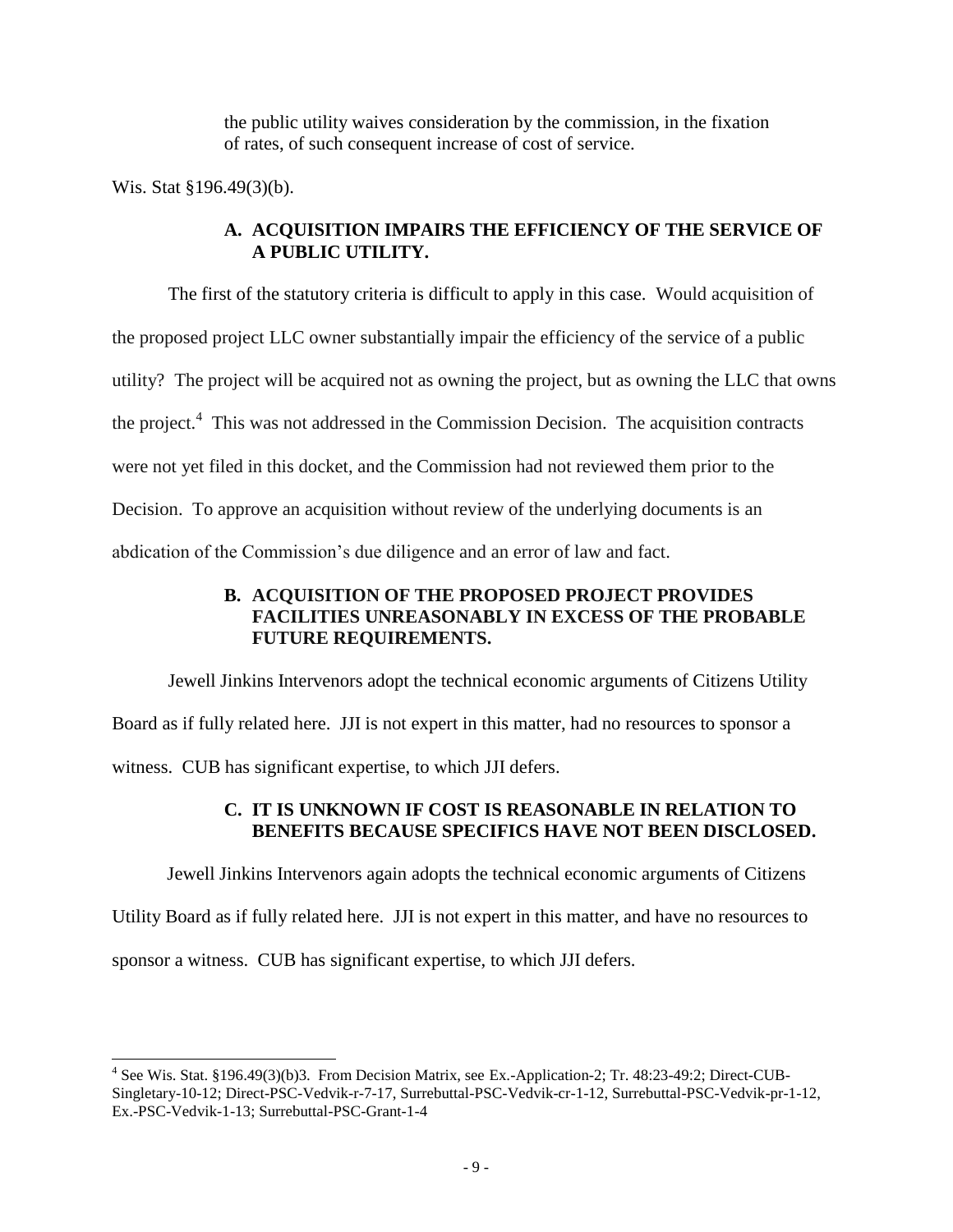the public utility waives consideration by the commission, in the fixation of rates, of such consequent increase of cost of service.

Wis. Stat §196.49(3)(b).

### A. ACQUISITION IMPAIRS THE EFFICIENCY OF THE SERVICE OF A PUBLIC UTILITY.

The first of the statutory criteria is difficult to apply in this case. Would acquisition of the proposed project LLC owner substantially impair the efficiency of the service of a public utility? The project will be acquired not as owning the project, but as owning the LLC that owns the project.[4] This was not addressed in the Commission Decision. The acquisition contracts were not yet filed in this docket, and the Commission had not reviewed them prior to the Decision. To approve an acquisition without review of the underlying documents is an abdication of the Commission's due diligence and an error of law and fact.

### B. ACQUISITION OF THE PROPOSED PROJECT PROVIDES FACILITIES UNREASONABLY IN EXCESS OF THE PROBABLE FUTURE REQUIREMENTS.

Jewell Jinkins Intervenors adopt the technical economic arguments of Citizens Utility Board as if fully related here. JJI is not expert in this matter, had no resources to sponsor a witness. CUB has significant expertise, to which JJI defers.

### C. IT IS UNKNOWN IF COST IS REASONABLE IN RELATION TO BENEFITS BECAUSE SPECIFICS HAVE NOT BEEN DISCLOSED.

Jewell Jinkins Intervenors again adopts the technical economic arguments of Citizens Utility Board as if fully related here. JJI is not expert in this matter, and have no resources to sponsor a witness. CUB has significant expertise, to which JJI defers.

---

[4] See Wis. Stat. §196.49(3)(b)3. From Decision Matrix, see Ex.-Application-2; Tr. 48:23-49:2; Direct-CUB-Singletary-10-12; Direct-PSC-Vedvik-r-7-17, Surrebuttal-PSC-Vedvik-cr-1-12, Surrebuttal-PSC-Vedvik-pr-1-12, Ex.-PSC-Vedvik-1-13; Surrebuttal-PSC-Grant-1-4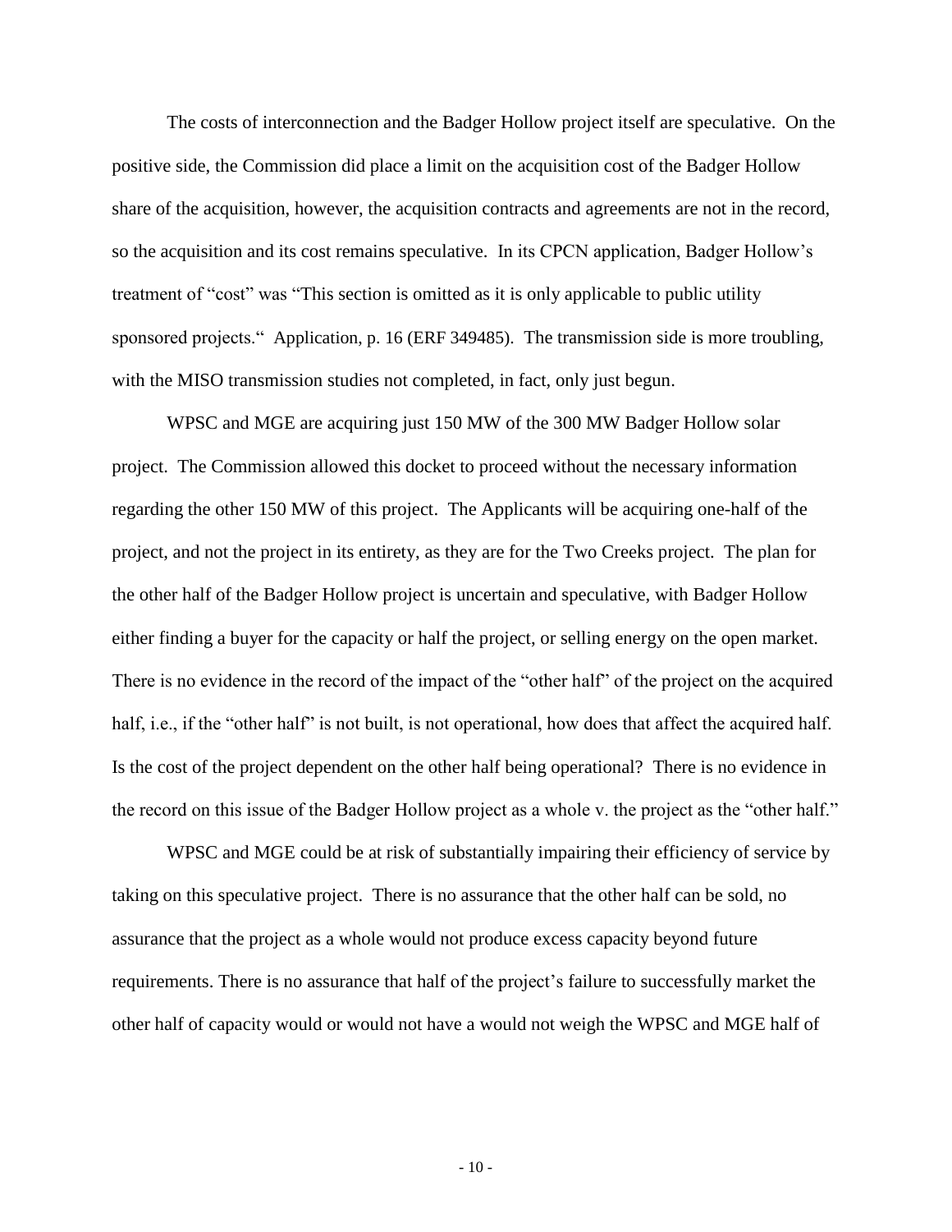The costs of interconnection and the Badger Hollow project itself are speculative. On the positive side, the Commission did place a limit on the acquisition cost of the Badger Hollow share of the acquisition, however, the acquisition contracts and agreements are not in the record, so the acquisition and its cost remains speculative. In its CPCN application, Badger Hollow's treatment of "cost" was "This section is omitted as it is only applicable to public utility sponsored projects." Application, p. 16 (ERF 349485). The transmission side is more troubling, with the MISO transmission studies not completed, in fact, only just begun.

WPSC and MGE are acquiring just 150 MW of the 300 MW Badger Hollow solar project. The Commission allowed this docket to proceed without the necessary information regarding the other 150 MW of this project. The Applicants will be acquiring one-half of the project, and not the project in its entirety, as they are for the Two Creeks project. The plan for the other half of the Badger Hollow project is uncertain and speculative, with Badger Hollow either finding a buyer for the capacity or half the project, or selling energy on the open market. There is no evidence in the record of the impact of the "other half" of the project on the acquired half, i.e., if the "other half" is not built, is not operational, how does that affect the acquired half. Is the cost of the project dependent on the other half being operational? There is no evidence in the record on this issue of the Badger Hollow project as a whole v. the project as the "other half."

WPSC and MGE could be at risk of substantially impairing their efficiency of service by taking on this speculative project. There is no assurance that the other half can be sold, no assurance that the project as a whole would not produce excess capacity beyond future requirements. There is no assurance that half of the project's failure to successfully market the other half of capacity would or would not have a would not weigh the WPSC and MGE half of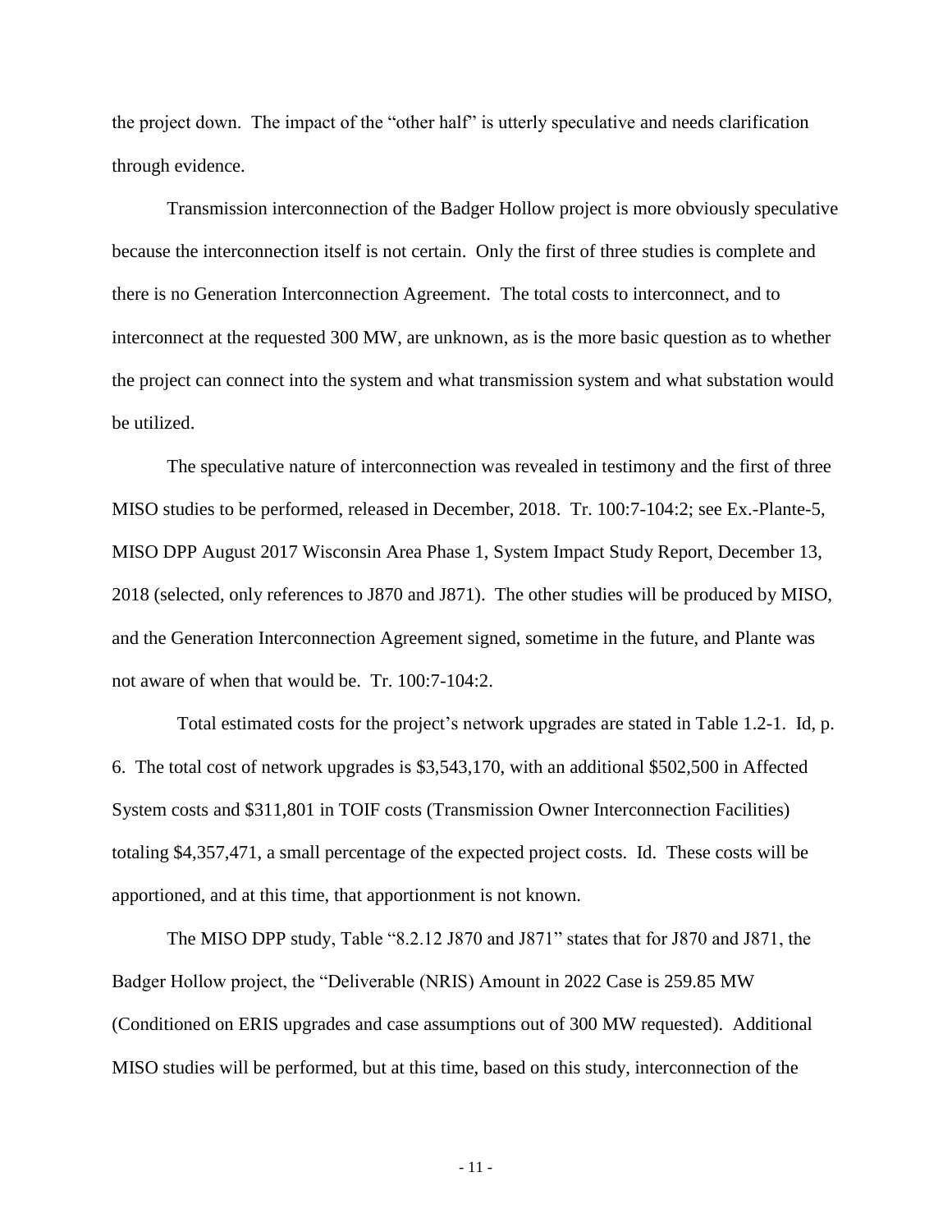the project down. The impact of the "other half" is utterly speculative and needs clarification through evidence.

Transmission interconnection of the Badger Hollow project is more obviously speculative because the interconnection itself is not certain. Only the first of three studies is complete and there is no Generation Interconnection Agreement. The total costs to interconnect, and to interconnect at the requested 300 MW, are unknown, as is the more basic question as to whether the project can connect into the system and what transmission system and what substation would be utilized.

The speculative nature of interconnection was revealed in testimony and the first of three MISO studies to be performed, released in December, 2018. Tr. 100:7-104:2; see Ex.-Plante-5, MISO DPP August 2017 Wisconsin Area Phase 1, System Impact Study Report, December 13, 2018 (selected, only references to J870 and J871). The other studies will be produced by MISO, and the Generation Interconnection Agreement signed, sometime in the future, and Plante was not aware of when that would be. Tr. 100:7-104:2.

Total estimated costs for the project's network upgrades are stated in Table 1.2-1. Id, p. 6. The total cost of network upgrades is $3,543,170, with an additional $502,500 in Affected System costs and $311,801 in TOIF costs (Transmission Owner Interconnection Facilities) totaling $4,357,471, a small percentage of the expected project costs. Id. These costs will be apportioned, and at this time, that apportionment is not known.

The MISO DPP study, Table "8.2.12 J870 and J871" states that for J870 and J871, the Badger Hollow project, the "Deliverable (NRIS) Amount in 2022 Case is 259.85 MW (Conditioned on ERIS upgrades and case assumptions out of 300 MW requested). Additional MISO studies will be performed, but at this time, based on this study, interconnection of the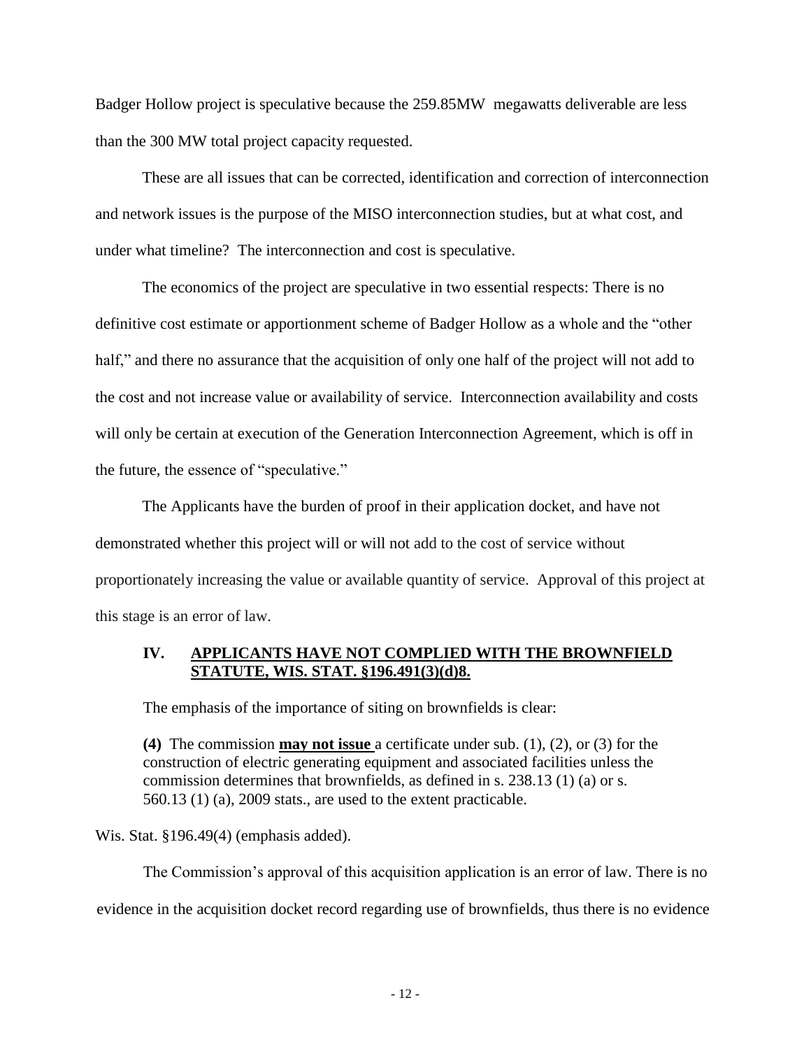Badger Hollow project is speculative because the 259.85MW megawatts deliverable are less than the 300 MW total project capacity requested.

These are all issues that can be corrected, identification and correction of interconnection and network issues is the purpose of the MISO interconnection studies, but at what cost, and under what timeline? The interconnection and cost is speculative.

The economics of the project are speculative in two essential respects: There is no definitive cost estimate or apportionment scheme of Badger Hollow as a whole and the "other half," and there no assurance that the acquisition of only one half of the project will not add to the cost and not increase value or availability of service. Interconnection availability and costs will only be certain at execution of the Generation Interconnection Agreement, which is off in the future, the essence of "speculative."

The Applicants have the burden of proof in their application docket, and have not demonstrated whether this project will or will not add to the cost of service without proportionately increasing the value or available quantity of service. Approval of this project at this stage is an error of law.

## IV. APPLICANTS HAVE NOT COMPLIED WITH THE BROWNFIELD STATUTE, WIS. STAT. §196.491(3)(d)8.

The emphasis of the importance of siting on brownfields is clear:

> **(4)** The commission **may not issue** a certificate under sub. (1), (2), or (3) for the construction of electric generating equipment and associated facilities unless the commission determines that brownfields, as defined in s. 238.13 (1) (a) or s. 560.13 (1) (a), 2009 stats., are used to the extent practicable.

Wis. Stat. §196.49(4) (emphasis added).

The Commission's approval of this acquisition application is an error of law. There is no evidence in the acquisition docket record regarding use of brownfields, thus there is no evidence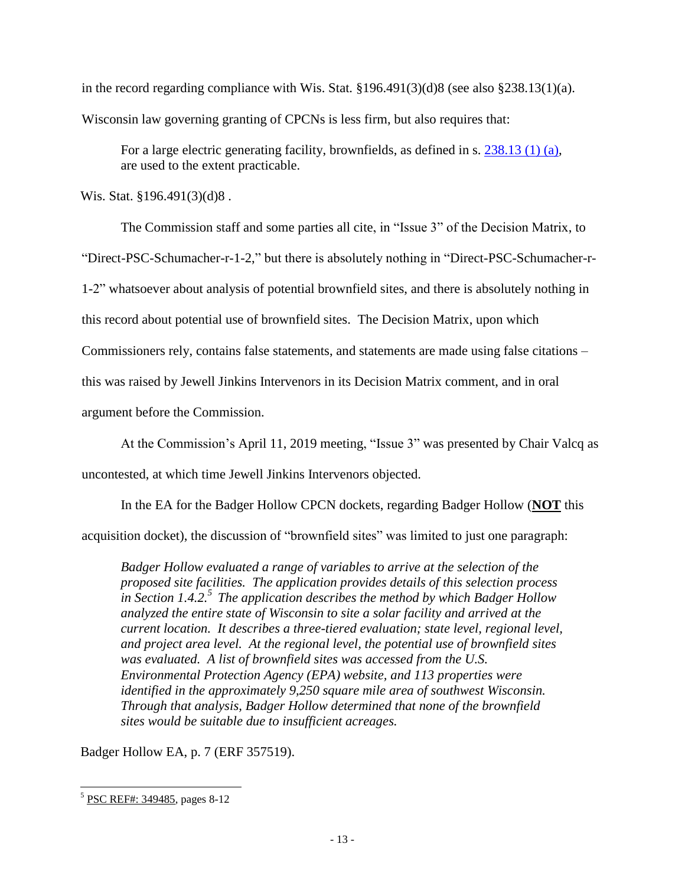in the record regarding compliance with Wis. Stat. §196.491(3)(d)8 (see also §238.13(1)(a).

Wisconsin law governing granting of CPCNs is less firm, but also requires that:

> For a large electric generating facility, brownfields, as defined in s. 238.13 (1) (a), are used to the extent practicable.

Wis. Stat. §196.491(3)(d)8 .

The Commission staff and some parties all cite, in "Issue 3" of the Decision Matrix, to "Direct-PSC-Schumacher-r-1-2," but there is absolutely nothing in "Direct-PSC-Schumacher-r-1-2" whatsoever about analysis of potential brownfield sites, and there is absolutely nothing in this record about potential use of brownfield sites. The Decision Matrix, upon which Commissioners rely, contains false statements, and statements are made using false citations – this was raised by Jewell Jinkins Intervenors in its Decision Matrix comment, and in oral argument before the Commission.

At the Commission's April 11, 2019 meeting, "Issue 3" was presented by Chair Valcq as uncontested, at which time Jewell Jinkins Intervenors objected.

In the EA for the Badger Hollow CPCN dockets, regarding Badger Hollow (**NOT** this acquisition docket), the discussion of "brownfield sites" was limited to just one paragraph:

> *Badger Hollow evaluated a range of variables to arrive at the selection of the proposed site facilities. The application provides details of this selection process in Section 1.4.2.*[5] *The application describes the method by which Badger Hollow analyzed the entire state of Wisconsin to site a solar facility and arrived at the current location. It describes a three-tiered evaluation; state level, regional level, and project area level. At the regional level, the potential use of brownfield sites was evaluated. A list of brownfield sites was accessed from the U.S. Environmental Protection Agency (EPA) website, and 113 properties were identified in the approximately 9,250 square mile area of southwest Wisconsin. Through that analysis, Badger Hollow determined that none of the brownfield sites would be suitable due to insufficient acreages.*

Badger Hollow EA, p. 7 (ERF 357519).

---

[5] PSC REF#: 349485, pages 8-12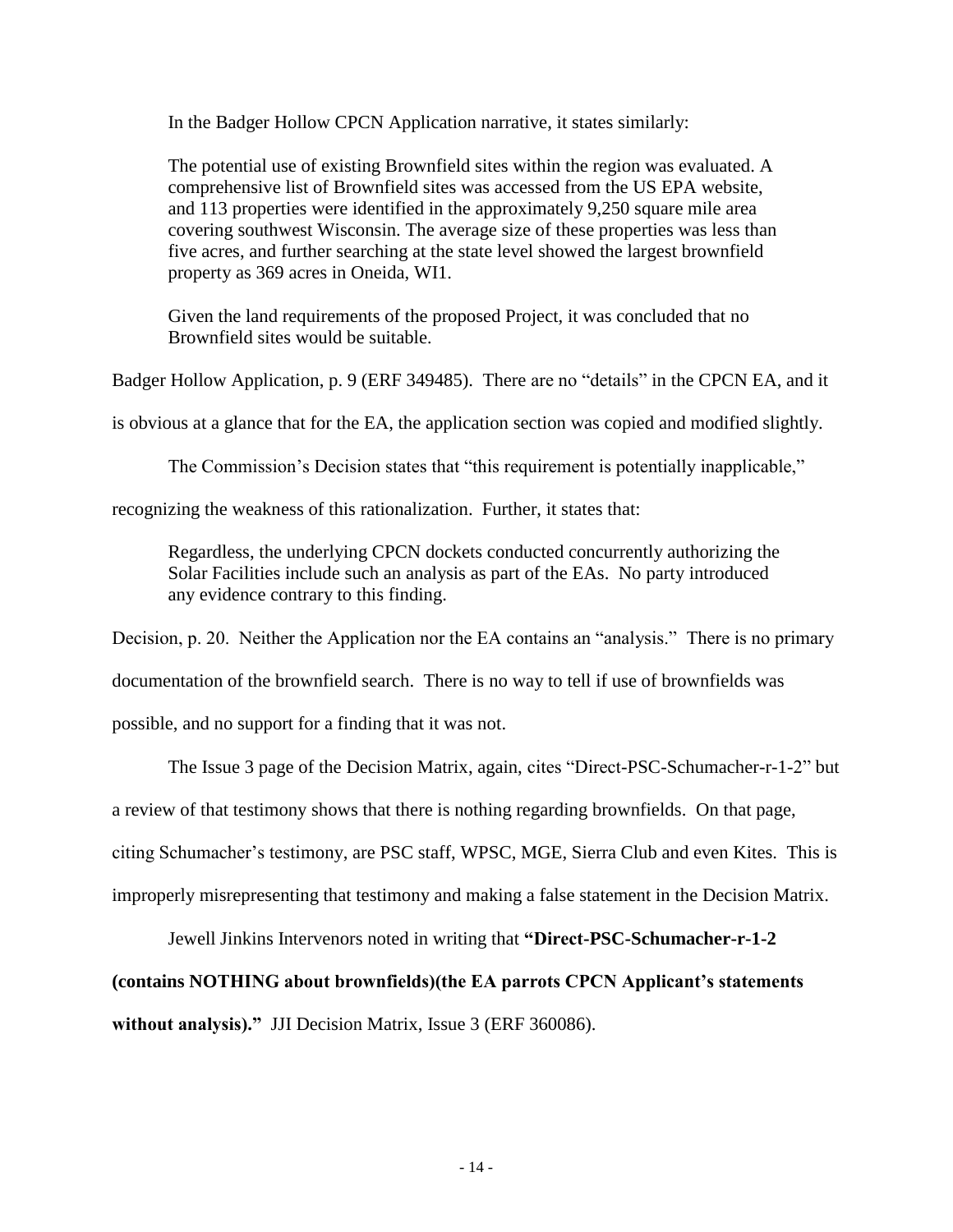In the Badger Hollow CPCN Application narrative, it states similarly:

> The potential use of existing Brownfield sites within the region was evaluated. A comprehensive list of Brownfield sites was accessed from the US EPA website, and 113 properties were identified in the approximately 9,250 square mile area covering southwest Wisconsin. The average size of these properties was less than five acres, and further searching at the state level showed the largest brownfield property as 369 acres in Oneida, WI1.
>
> Given the land requirements of the proposed Project, it was concluded that no Brownfield sites would be suitable.

Badger Hollow Application, p. 9 (ERF 349485). There are no "details" in the CPCN EA, and it is obvious at a glance that for the EA, the application section was copied and modified slightly.

The Commission's Decision states that "this requirement is potentially inapplicable," recognizing the weakness of this rationalization. Further, it states that:

> Regardless, the underlying CPCN dockets conducted concurrently authorizing the Solar Facilities include such an analysis as part of the EAs. No party introduced any evidence contrary to this finding.

Decision, p. 20. Neither the Application nor the EA contains an "analysis." There is no primary documentation of the brownfield search. There is no way to tell if use of brownfields was possible, and no support for a finding that it was not.

The Issue 3 page of the Decision Matrix, again, cites "Direct-PSC-Schumacher-r-1-2" but a review of that testimony shows that there is nothing regarding brownfields. On that page, citing Schumacher's testimony, are PSC staff, WPSC, MGE, Sierra Club and even Kites. This is improperly misrepresenting that testimony and making a false statement in the Decision Matrix.

Jewell Jinkins Intervenors noted in writing that **"Direct-PSC-Schumacher-r-1-2 (contains NOTHING about brownfields)(the EA parrots CPCN Applicant's statements without analysis)."** JJI Decision Matrix, Issue 3 (ERF 360086).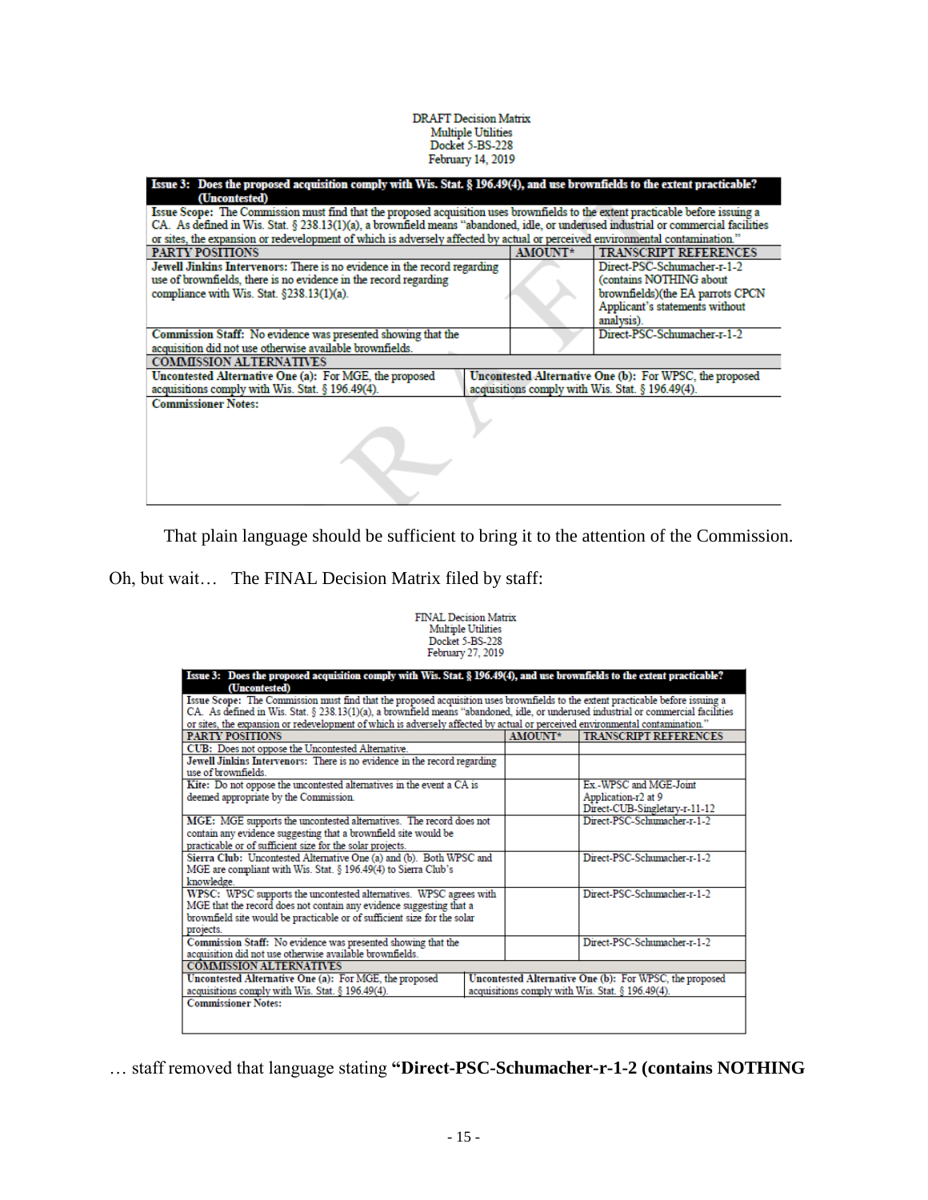DRAFT Decision Matrix
Multiple Utilities
Docket 5-BS-228
February 14, 2019

| **Issue 3: Does the proposed acquisition comply with Wis. Stat. § 196.49(4), and use brownfields to the extent practicable? (Uncontested)** | | |
|---|---|---|
| **Issue Scope:** The Commission must find that the proposed acquisition uses brownfields to the extent practicable before issuing a CA. As defined in Wis. Stat. § 238.13(1)(a), a brownfield means "abandoned, idle, or underused industrial or commercial facilities or sites, the expansion or redevelopment of which is adversely affected by actual or perceived environmental contamination." | | |
| **PARTY POSITIONS** | **AMOUNT\*** | **TRANSCRIPT REFERENCES** |
| **Jewell Jinkins Intervenors:** There is no evidence in the record regarding use of brownfields, there is no evidence in the record regarding compliance with Wis. Stat. §238.13(1)(a). | | Direct-PSC-Schumacher-r-1-2 (contains NOTHING about brownfields)(the EA parrots CPCN Applicant's statements without analysis). |
| **Commission Staff:** No evidence was presented showing that the acquisition did not use otherwise available brownfields. | | Direct-PSC-Schumacher-r-1-2 |
| **COMMISSION ALTERNATIVES** | | |
| **Uncontested Alternative One (a):** For MGE, the proposed acquisitions comply with Wis. Stat. § 196.49(4). | **Uncontested Alternative One (b):** For WPSC, the proposed acquisitions comply with Wis. Stat. § 196.49(4). | |
| **Commissioner Notes:** | | |

That plain language should be sufficient to bring it to the attention of the Commission.

Oh, but wait… The FINAL Decision Matrix filed by staff:

FINAL Decision Matrix
Multiple Utilities
Docket 5-BS-228
February 27, 2019

| **Issue 3: Does the proposed acquisition comply with Wis. Stat. § 196.49(4), and use brownfields to the extent practicable? (Uncontested)** | | |
|---|---|---|
| **Issue Scope:** The Commission must find that the proposed acquisition uses brownfields to the extent practicable before issuing a CA. As defined in Wis. Stat. § 238.13(1)(a), a brownfield means "abandoned, idle, or underused industrial or commercial facilities or sites, the expansion or redevelopment of which is adversely affected by actual or perceived environmental contamination." | | |
| **PARTY POSITIONS** | **AMOUNT\*** | **TRANSCRIPT REFERENCES** |
| **CUB:** Does not oppose the Uncontested Alternative. | | |
| **Jewell Jinkins Intervenors:** There is no evidence in the record regarding use of brownfields. | | |
| **Kite:** Do not oppose the uncontested alternatives in the event a CA is deemed appropriate by the Commission. | | Ex.-WPSC and MGE-Joint Application-r2 at 9 Direct-CUB-Singletary-r-11-12 |
| **MGE:** MGE supports the uncontested alternatives. The record does not contain any evidence suggesting that a brownfield site would be practicable or of sufficient size for the solar projects. | | Direct-PSC-Schumacher-r-1-2 |
| **Sierra Club:** Uncontested Alternative One (a) and (b). Both WPSC and MGE are compliant with Wis. Stat. § 196.49(4) to Sierra Club's knowledge. | | Direct-PSC-Schumacher-r-1-2 |
| **WPSC:** WPSC supports the uncontested alternatives. WPSC agrees with MGE that the record does not contain any evidence suggesting that a brownfield site would be practicable or of sufficient size for the solar projects. | | Direct-PSC-Schumacher-r-1-2 |
| **Commission Staff:** No evidence was presented showing that the acquisition did not use otherwise available brownfields. | | Direct-PSC-Schumacher-r-1-2 |
| **COMMISSION ALTERNATIVES** | | |
| **Uncontested Alternative One (a):** For MGE, the proposed acquisitions comply with Wis. Stat. § 196.49(4). | **Uncontested Alternative One (b):** For WPSC, the proposed acquisitions comply with Wis. Stat. § 196.49(4). | |
| **Commissioner Notes:** | | |

… staff removed that language stating **"Direct-PSC-Schumacher-r-1-2 (contains NOTHING**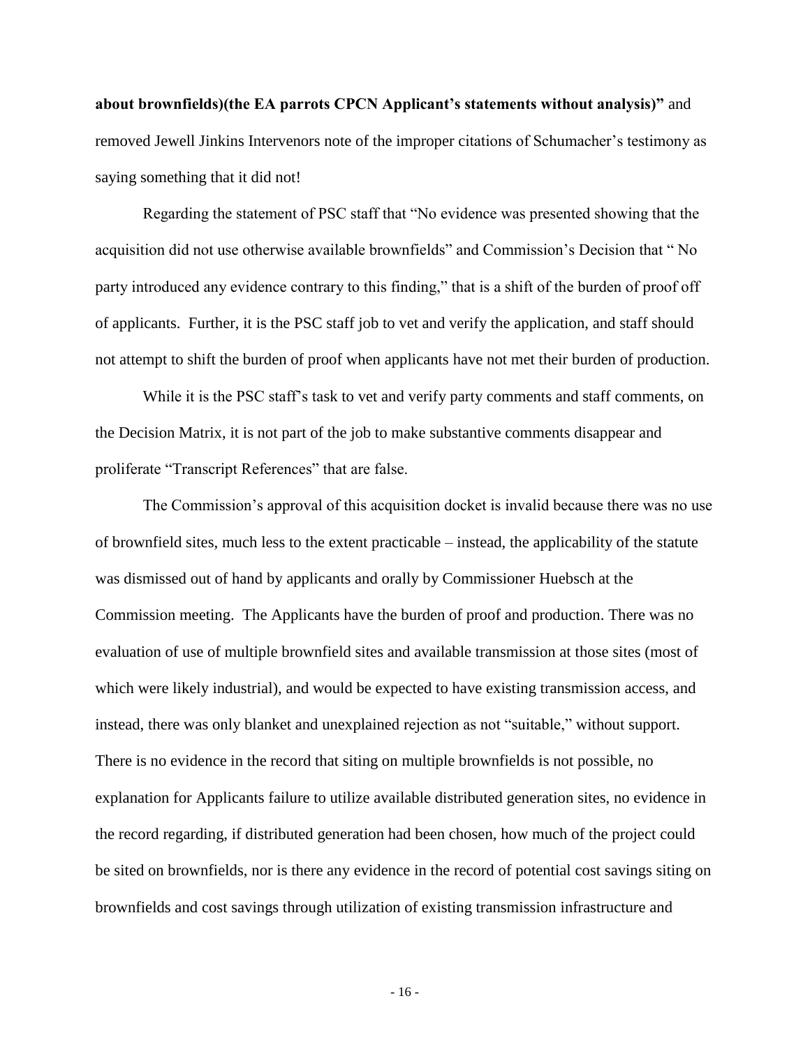**about brownfields)(the EA parrots CPCN Applicant's statements without analysis)"** and removed Jewell Jinkins Intervenors note of the improper citations of Schumacher's testimony as saying something that it did not!

Regarding the statement of PSC staff that "No evidence was presented showing that the acquisition did not use otherwise available brownfields" and Commission's Decision that " No party introduced any evidence contrary to this finding," that is a shift of the burden of proof off of applicants. Further, it is the PSC staff job to vet and verify the application, and staff should not attempt to shift the burden of proof when applicants have not met their burden of production.

While it is the PSC staff's task to vet and verify party comments and staff comments, on the Decision Matrix, it is not part of the job to make substantive comments disappear and proliferate "Transcript References" that are false.

The Commission's approval of this acquisition docket is invalid because there was no use of brownfield sites, much less to the extent practicable – instead, the applicability of the statute was dismissed out of hand by applicants and orally by Commissioner Huebsch at the Commission meeting. The Applicants have the burden of proof and production. There was no evaluation of use of multiple brownfield sites and available transmission at those sites (most of which were likely industrial), and would be expected to have existing transmission access, and instead, there was only blanket and unexplained rejection as not "suitable," without support. There is no evidence in the record that siting on multiple brownfields is not possible, no explanation for Applicants failure to utilize available distributed generation sites, no evidence in the record regarding, if distributed generation had been chosen, how much of the project could be sited on brownfields, nor is there any evidence in the record of potential cost savings siting on brownfields and cost savings through utilization of existing transmission infrastructure and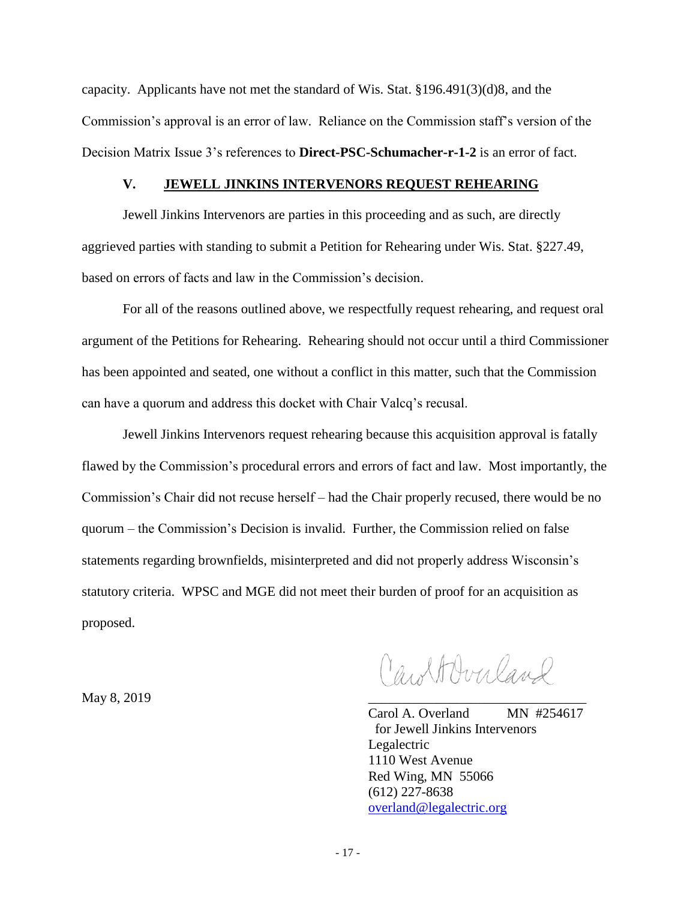capacity. Applicants have not met the standard of Wis. Stat. §196.491(3)(d)8, and the Commission's approval is an error of law. Reliance on the Commission staff's version of the Decision Matrix Issue 3's references to **Direct-PSC-Schumacher-r-1-2** is an error of fact.

## V. JEWELL JINKINS INTERVENORS REQUEST REHEARING

Jewell Jinkins Intervenors are parties in this proceeding and as such, are directly aggrieved parties with standing to submit a Petition for Rehearing under Wis. Stat. §227.49, based on errors of facts and law in the Commission's decision.

For all of the reasons outlined above, we respectfully request rehearing, and request oral argument of the Petitions for Rehearing. Rehearing should not occur until a third Commissioner has been appointed and seated, one without a conflict in this matter, such that the Commission can have a quorum and address this docket with Chair Valcq's recusal.

Jewell Jinkins Intervenors request rehearing because this acquisition approval is fatally flawed by the Commission's procedural errors and errors of fact and law. Most importantly, the Commission's Chair did not recuse herself – had the Chair properly recused, there would be no quorum – the Commission's Decision is invalid. Further, the Commission relied on false statements regarding brownfields, misinterpreted and did not properly address Wisconsin's statutory criteria. WPSC and MGE did not meet their burden of proof for an acquisition as proposed.

May 8, 2019

Carol A. Overland MN #254617
for Jewell Jinkins Intervenors
Legalectric
1110 West Avenue
Red Wing, MN 55066
(612) 227-8638
overland@legalectric.org